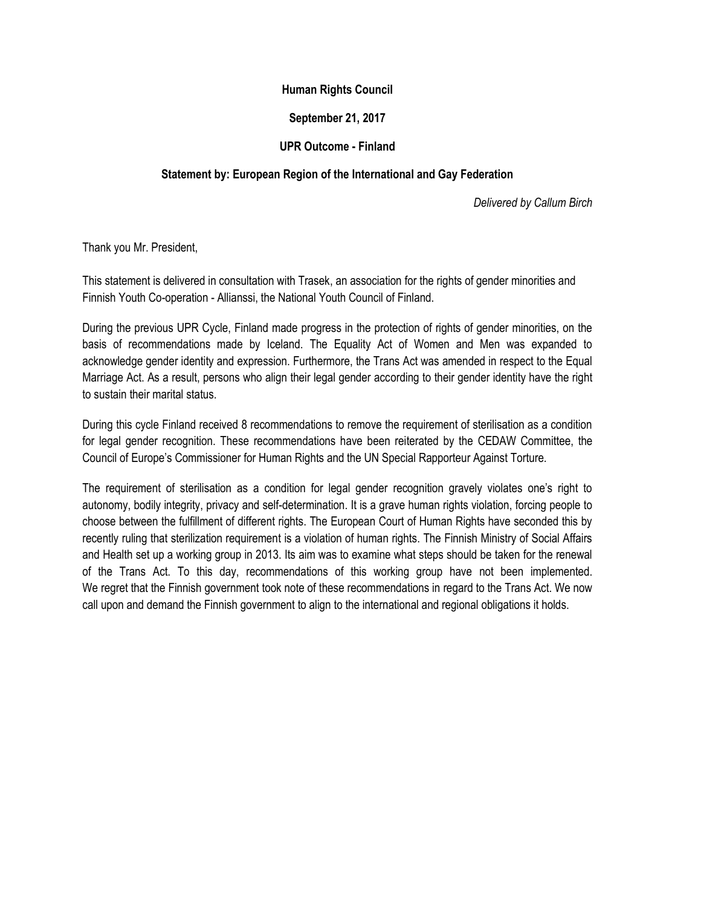**Human Rights Council**

**September 21, 2017**

**UPR Outcome - Finland**

**Statement by: European Region of the International and Gay Federation**

*Delivered by Callum Birch*

Thank you Mr. President,

This statement is delivered in consultation with Trasek, an association for the rights of gender minorities and Finnish Youth Co-operation - Allianssi, the National Youth Council of Finland.

During the previous UPR Cycle, Finland made progress in the protection of rights of gender minorities, on the basis of recommendations made by Iceland. The Equality Act of Women and Men was expanded to acknowledge gender identity and expression. Furthermore, the Trans Act was amended in respect to the Equal Marriage Act. As a result, persons who align their legal gender according to their gender identity have the right to sustain their marital status.

During this cycle Finland received 8 recommendations to remove the requirement of sterilisation as a condition for legal gender recognition. These recommendations have been reiterated by the CEDAW Committee, the Council of Europe's Commissioner for Human Rights and the UN Special Rapporteur Against Torture.

The requirement of sterilisation as a condition for legal gender recognition gravely violates one's right to autonomy, bodily integrity, privacy and self-determination. It is a grave human rights violation, forcing people to choose between the fulfillment of different rights. The European Court of Human Rights have seconded this by recently ruling that sterilization requirement is a violation of human rights. The Finnish Ministry of Social Affairs and Health set up a working group in 2013. Its aim was to examine what steps should be taken for the renewal of the Trans Act. To this day, recommendations of this working group have not been implemented. We regret that the Finnish government took note of these recommendations in regard to the Trans Act. We now call upon and demand the Finnish government to align to the international and regional obligations it holds.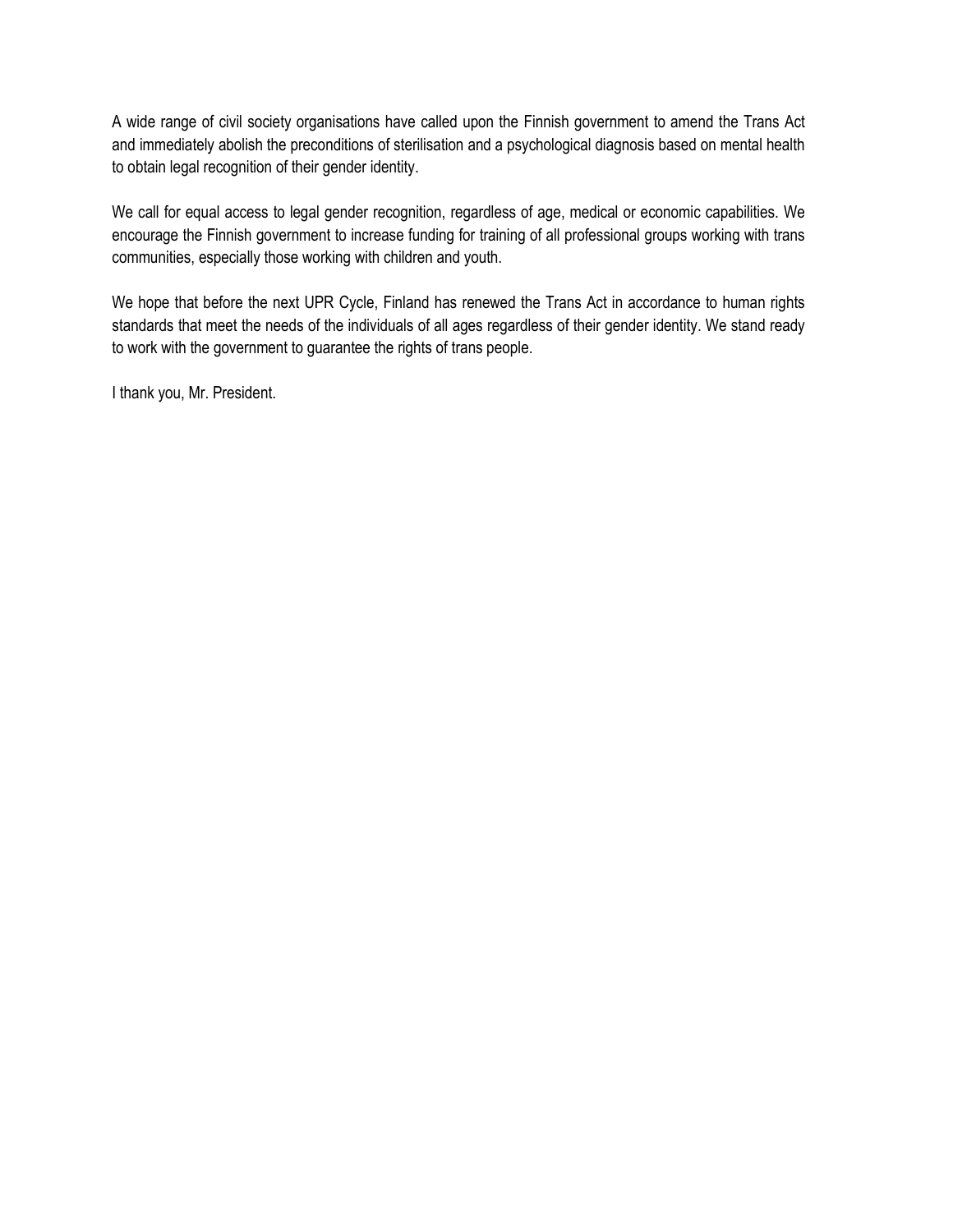A wide range of civil society organisations have called upon the Finnish government to amend the Trans Act and immediately abolish the preconditions of sterilisation and a psychological diagnosis based on mental health to obtain legal recognition of their gender identity.

We call for equal access to legal gender recognition, regardless of age, medical or economic capabilities. We encourage the Finnish government to increase funding for training of all professional groups working with trans communities, especially those working with children and youth.

We hope that before the next UPR Cycle, Finland has renewed the Trans Act in accordance to human rights standards that meet the needs of the individuals of all ages regardless of their gender identity. We stand ready to work with the government to guarantee the rights of trans people.

I thank you, Mr. President.